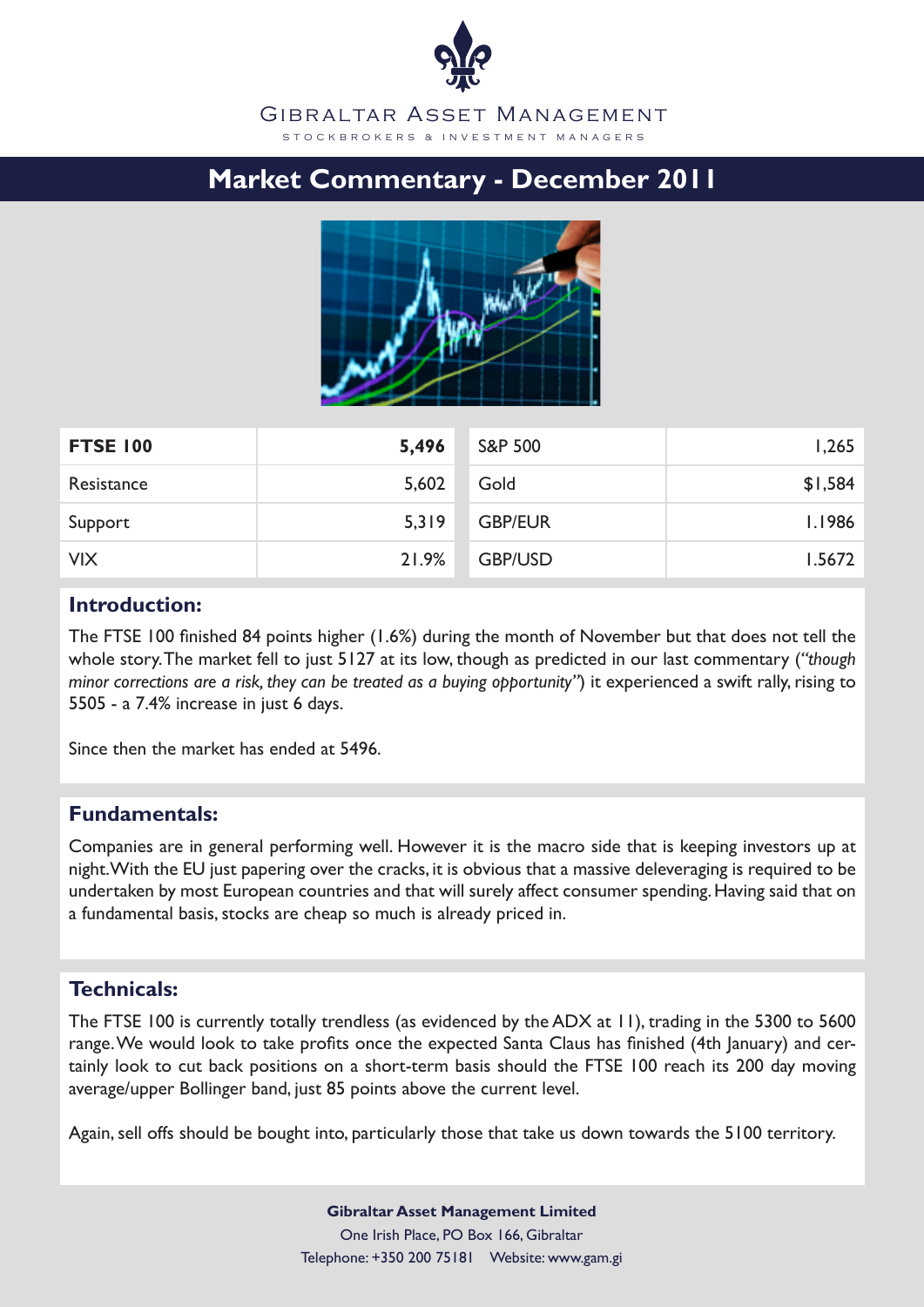Gibraltar Asset Management

STOCKBROKERS & INVESTMENT MANAGERS

# Market Commentary - December 2011

| **FTSE 100** | **5,496** | S&P 500 | 1,265 |
| --- | --- | --- | --- |
| Resistance | 5,602 | Gold | $1,584 |
| Support | 5,319 | GBP/EUR | 1.1986 |
| VIX | 21.9% | GBP/USD | 1.5672 |

## Introduction:

The FTSE 100 finished 84 points higher (1.6%) during the month of November but that does not tell the whole story. The market fell to just 5127 at its low, though as predicted in our last commentary (*"though minor corrections are a risk, they can be treated as a buying opportunity"*) it experienced a swift rally, rising to 5505 - a 7.4% increase in just 6 days.

Since then the market has ended at 5496.

## Fundamentals:

Companies are in general performing well. However it is the macro side that is keeping investors up at night. With the EU just papering over the cracks, it is obvious that a massive deleveraging is required to be undertaken by most European countries and that will surely affect consumer spending. Having said that on a fundamental basis, stocks are cheap so much is already priced in.

## Technicals:

The FTSE 100 is currently totally trendless (as evidenced by the ADX at 11), trading in the 5300 to 5600 range. We would look to take profits once the expected Santa Claus has finished (4th January) and certainly look to cut back positions on a short-term basis should the FTSE 100 reach its 200 day moving average/upper Bollinger band, just 85 points above the current level.

Again, sell offs should be bought into, particularly those that take us down towards the 5100 territory.

**Gibraltar Asset Management Limited**

One Irish Place, PO Box 166, Gibraltar

Telephone: +350 200 75181 Website: www.gam.gi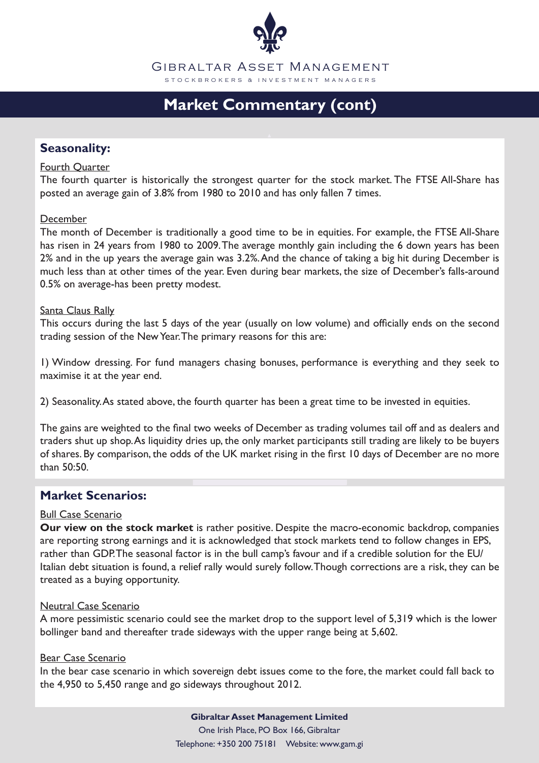# Market Commentary (cont)

## Seasonality:

Fourth Quarter

The fourth quarter is historically the strongest quarter for the stock market. The FTSE All-Share has posted an average gain of 3.8% from 1980 to 2010 and has only fallen 7 times.

December

The month of December is traditionally a good time to be in equities. For example, the FTSE All-Share has risen in 24 years from 1980 to 2009. The average monthly gain including the 6 down years has been 2% and in the up years the average gain was 3.2%. And the chance of taking a big hit during December is much less than at other times of the year. Even during bear markets, the size of December's falls-around 0.5% on average-has been pretty modest.

Santa Claus Rally

This occurs during the last 5 days of the year (usually on low volume) and officially ends on the second trading session of the New Year. The primary reasons for this are:

1) Window dressing. For fund managers chasing bonuses, performance is everything and they seek to maximise it at the year end.

2) Seasonality. As stated above, the fourth quarter has been a great time to be invested in equities.

The gains are weighted to the final two weeks of December as trading volumes tail off and as dealers and traders shut up shop. As liquidity dries up, the only market participants still trading are likely to be buyers of shares. By comparison, the odds of the UK market rising in the first 10 days of December are no more than 50:50.

## Market Scenarios:

Bull Case Scenario

**Our view on the stock market** is rather positive. Despite the macro-economic backdrop, companies are reporting strong earnings and it is acknowledged that stock markets tend to follow changes in EPS, rather than GDP. The seasonal factor is in the bull camp's favour and if a credible solution for the EU/ Italian debt situation is found, a relief rally would surely follow. Though corrections are a risk, they can be treated as a buying opportunity.

Neutral Case Scenario

A more pessimistic scenario could see the market drop to the support level of 5,319 which is the lower bollinger band and thereafter trade sideways with the upper range being at 5,602.

Bear Case Scenario

In the bear case scenario in which sovereign debt issues come to the fore, the market could fall back to the 4,950 to 5,450 range and go sideways throughout 2012.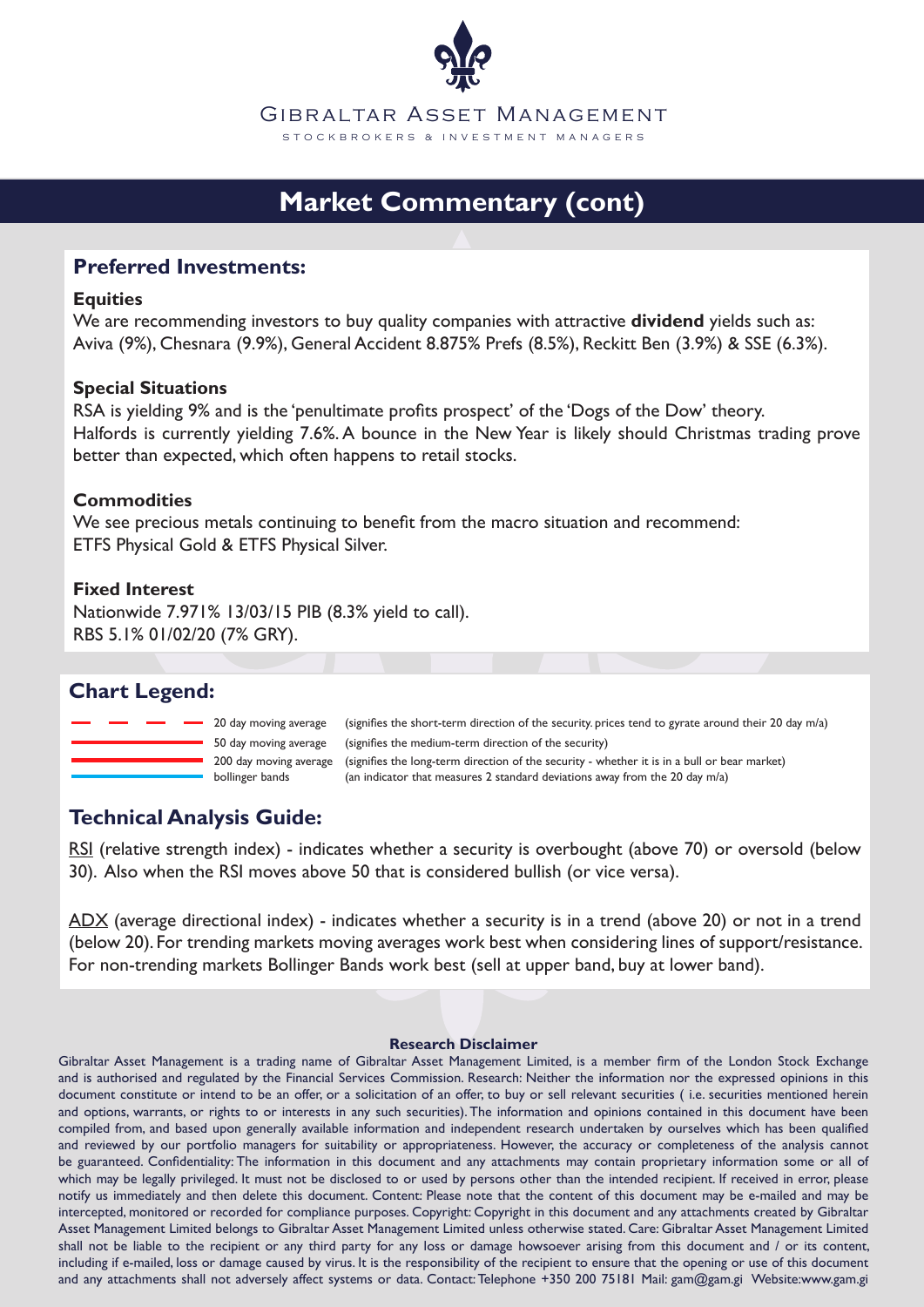# Gibraltar Asset Management

STOCKBROKERS & INVESTMENT MANAGERS

## Market Commentary (cont)

### Preferred Investments:

**Equities**

We are recommending investors to buy quality companies with attractive **dividend** yields such as: Aviva (9%), Chesnara (9.9%), General Accident 8.875% Prefs (8.5%), Reckitt Ben (3.9%) & SSE (6.3%).

**Special Situations**

RSA is yielding 9% and is the 'penultimate profits prospect' of the 'Dogs of the Dow' theory.
Halfords is currently yielding 7.6%. A bounce in the New Year is likely should Christmas trading prove better than expected, which often happens to retail stocks.

**Commodities**

We see precious metals continuing to benefit from the macro situation and recommend:
ETFS Physical Gold & ETFS Physical Silver.

**Fixed Interest**

Nationwide 7.971% 13/03/15 PIB (8.3% yield to call).
RBS 5.1% 01/02/20 (7% GRY).

### Chart Legend:

| Line | Indicator | Description |
|---|---|---|
| Red dashed line | 20 day moving average | (signifies the short-term direction of the security. prices tend to gyrate around their 20 day m/a) |
| Thin red line | 50 day moving average | (signifies the medium-term direction of the security) |
| Thick red line | 200 day moving average | (signifies the long-term direction of the security - whether it is in a bull or bear market) |
| Blue line | bollinger bands | (an indicator that measures 2 standard deviations away from the 20 day m/a) |

### Technical Analysis Guide:

RSI (relative strength index) - indicates whether a security is overbought (above 70) or oversold (below 30). Also when the RSI moves above 50 that is considered bullish (or vice versa).

ADX (average directional index) - indicates whether a security is in a trend (above 20) or not in a trend (below 20). For trending markets moving averages work best when considering lines of support/resistance. For non-trending markets Bollinger Bands work best (sell at upper band, buy at lower band).

**Research Disclaimer**

Gibraltar Asset Management is a trading name of Gibraltar Asset Management Limited, is a member firm of the London Stock Exchange and is authorised and regulated by the Financial Services Commission. Research: Neither the information nor the expressed opinions in this document constitute or intend to be an offer, or a solicitation of an offer, to buy or sell relevant securities ( i.e. securities mentioned herein and options, warrants, or rights to or interests in any such securities). The information and opinions contained in this document have been compiled from, and based upon generally available information and independent research undertaken by ourselves which has been qualified and reviewed by our portfolio managers for suitability or appropriateness. However, the accuracy or completeness of the analysis cannot be guaranteed. Confidentiality: The information in this document and any attachments may contain proprietary information some or all of which may be legally privileged. It must not be disclosed to or used by persons other than the intended recipient. If received in error, please notify us immediately and then delete this document. Content: Please note that the content of this document may be e-mailed and may be intercepted, monitored or recorded for compliance purposes. Copyright: Copyright in this document and any attachments created by Gibraltar Asset Management Limited belongs to Gibraltar Asset Management Limited unless otherwise stated. Care: Gibraltar Asset Management Limited shall not be liable to the recipient or any third party for any loss or damage howsoever arising from this document and / or its content, including if e-mailed, loss or damage caused by virus. It is the responsibility of the recipient to ensure that the opening or use of this document and any attachments shall not adversely affect systems or data. Contact: Telephone +350 200 75181 Mail: gam@gam.gi Website:www.gam.gi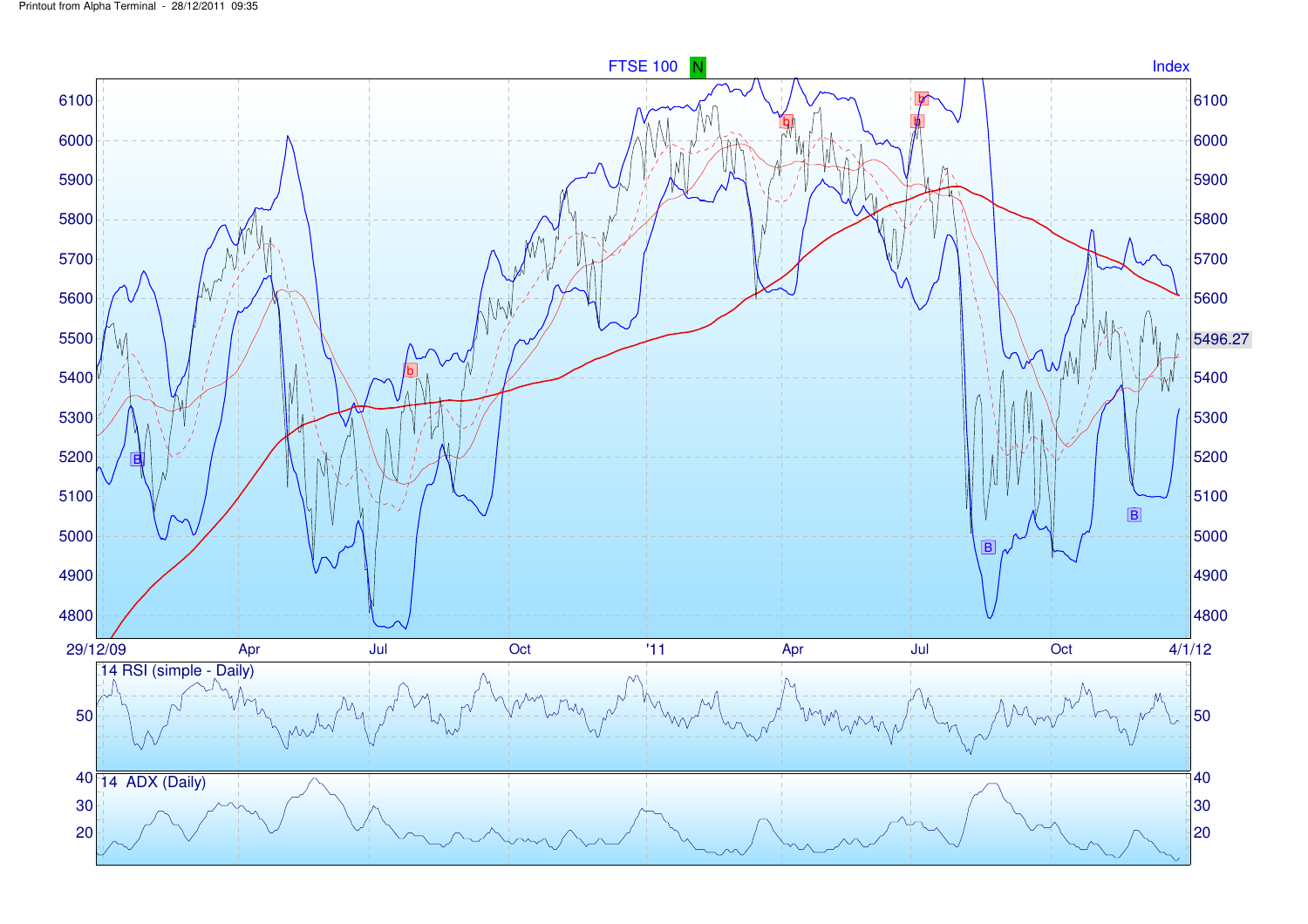Printout from Alpha Terminal - 28/12/2011 09:35

FTSE 100 N

Index

6100
6000
5900
5800
5700
5600
5500
5400
5300
5200
5100
5000
4900
4800

5496.27

29/12/09 Apr Jul Oct '11 Apr Jul Oct 4/1/12

14 RSI (simple - Daily)

50

14 ADX (Daily)

40
30
20